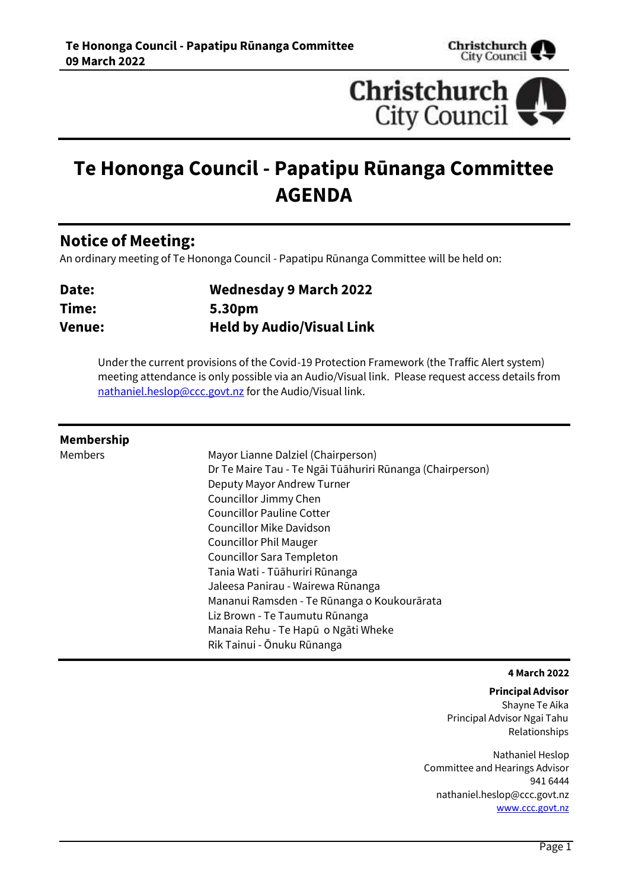# Te Hononga Council - Papatipu Rūnanga Committee AGENDA

## Notice of Meeting:

An ordinary meeting of Te Hononga Council - Papatipu Rūnanga Committee will be held on:

| | |
|---|---|
| **Date:** | **Wednesday 9 March 2022** |
| **Time:** | **5.30pm** |
| **Venue:** | **Held by Audio/Visual Link** |

Under the current provisions of the Covid-19 Protection Framework (the Traffic Alert system) meeting attendance is only possible via an Audio/Visual link. Please request access details from nathaniel.heslop@ccc.govt.nz for the Audio/Visual link.

**Membership**

Members

- Mayor Lianne Dalziel (Chairperson)
- Dr Te Maire Tau - Te Ngāi Tūāhuriri Rūnanga (Chairperson)
- Deputy Mayor Andrew Turner
- Councillor Jimmy Chen
- Councillor Pauline Cotter
- Councillor Mike Davidson
- Councillor Phil Mauger
- Councillor Sara Templeton
- Tania Wati - Tūāhuriri Rūnanga
- Jaleesa Panirau - Wairewa Rūnanga
- Mananui Ramsden - Te Rūnanga o Koukourārata
- Liz Brown - Te Taumutu Rūnanga
- Manaia Rehu - Te Hapū o Ngāti Wheke
- Rik Tainui - Ōnuku Rūnanga

**4 March 2022**

**Principal Advisor**
Shayne Te Aika
Principal Advisor Ngai Tahu Relationships

Nathaniel Heslop
Committee and Hearings Advisor
941 6444
nathaniel.heslop@ccc.govt.nz
www.ccc.govt.nz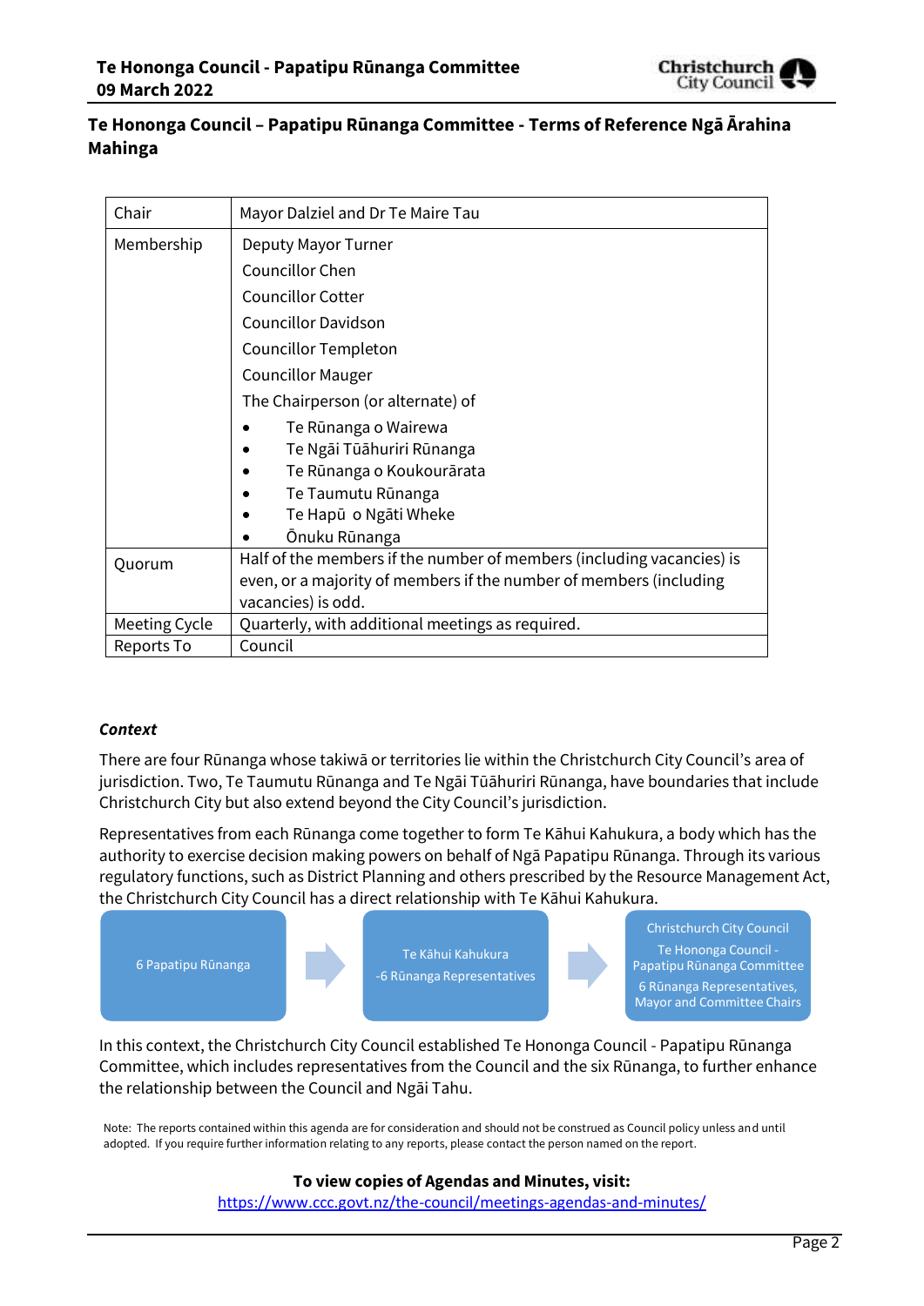## Te Hononga Council – Papatipu Rūnanga Committee - Terms of Reference Ngā Ārahina Mahinga

| Chair | Mayor Dalziel and Dr Te Maire Tau |
|---|---|
| Membership | Deputy Mayor Turner<br>Councillor Chen<br>Councillor Cotter<br>Councillor Davidson<br>Councillor Templeton<br>Councillor Mauger<br>The Chairperson (or alternate) of<br>• Te Rūnanga o Wairewa<br>• Te Ngāi Tūāhuriri Rūnanga<br>• Te Rūnanga o Koukourārata<br>• Te Taumutu Rūnanga<br>• Te Hapū o Ngāti Wheke<br>• Ōnuku Rūnanga |
| Quorum | Half of the members if the number of members (including vacancies) is even, or a majority of members if the number of members (including vacancies) is odd. |
| Meeting Cycle | Quarterly, with additional meetings as required. |
| Reports To | Council |

***Context***

There are four Rūnanga whose takiwā or territories lie within the Christchurch City Council's area of jurisdiction. Two, Te Taumutu Rūnanga and Te Ngāi Tūāhuriri Rūnanga, have boundaries that include Christchurch City but also extend beyond the City Council's jurisdiction.

Representatives from each Rūnanga come together to form Te Kāhui Kahukura, a body which has the authority to exercise decision making powers on behalf of Ngā Papatipu Rūnanga. Through its various regulatory functions, such as District Planning and others prescribed by the Resource Management Act, the Christchurch City Council has a direct relationship with Te Kāhui Kahukura.

6 Papatipu Rūnanga → Te Kāhui Kahukura -6 Rūnanga Representatives → Christchurch City Council Te Hononga Council - Papatipu Rūnanga Committee 6 Rūnanga Representatives, Mayor and Committee Chairs

In this context, the Christchurch City Council established Te Hononga Council - Papatipu Rūnanga Committee, which includes representatives from the Council and the six Rūnanga, to further enhance the relationship between the Council and Ngāi Tahu.

Note: The reports contained within this agenda are for consideration and should not be construed as Council policy unless and until adopted. If you require further information relating to any reports, please contact the person named on the report.

**To view copies of Agendas and Minutes, visit:**
https://www.ccc.govt.nz/the-council/meetings-agendas-and-minutes/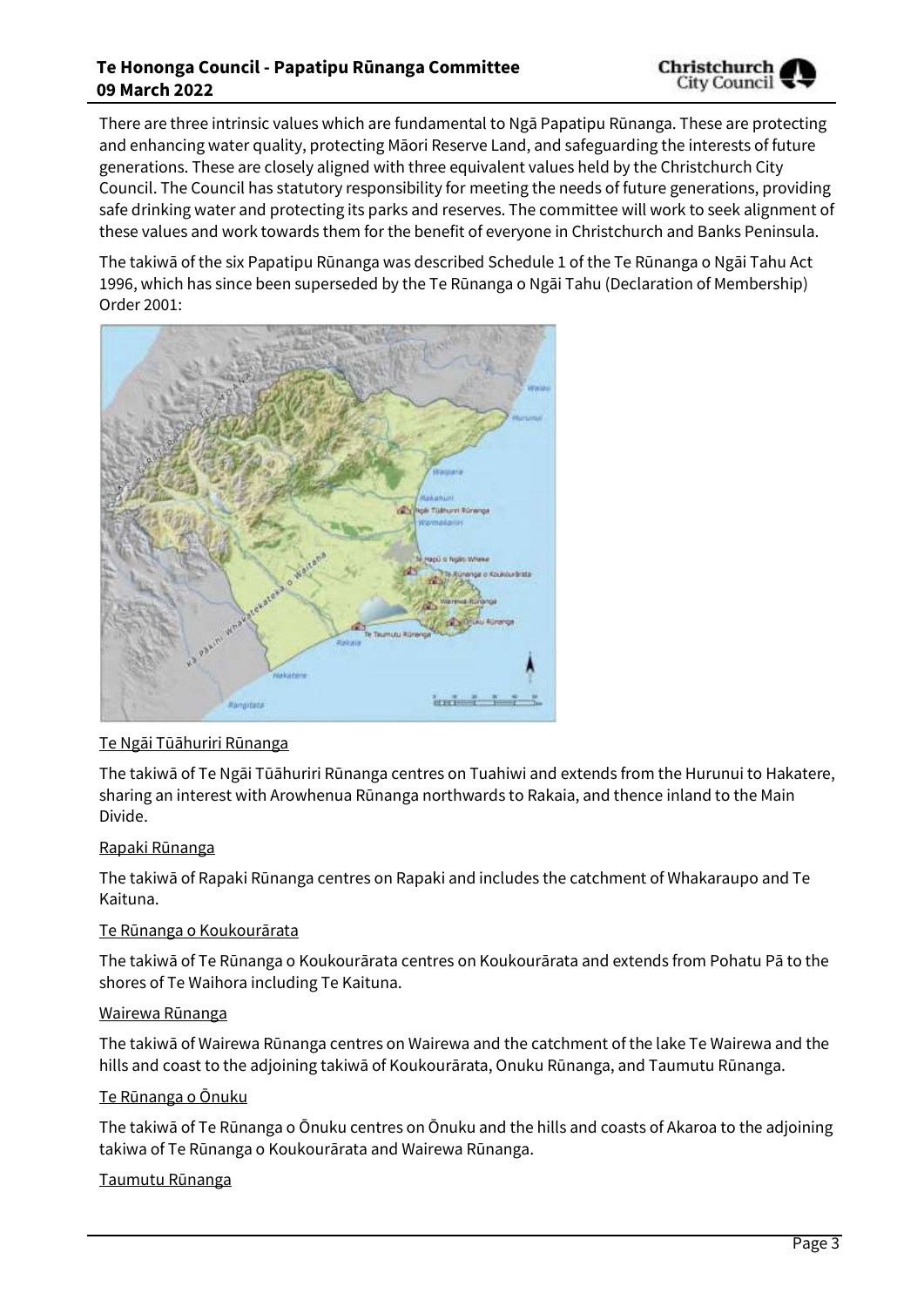There are three intrinsic values which are fundamental to Ngā Papatipu Rūnanga. These are protecting and enhancing water quality, protecting Māori Reserve Land, and safeguarding the interests of future generations. These are closely aligned with three equivalent values held by the Christchurch City Council. The Council has statutory responsibility for meeting the needs of future generations, providing safe drinking water and protecting its parks and reserves. The committee will work to seek alignment of these values and work towards them for the benefit of everyone in Christchurch and Banks Peninsula.

The takiwā of the six Papatipu Rūnanga was described Schedule 1 of the Te Rūnanga o Ngāi Tahu Act 1996, which has since been superseded by the Te Rūnanga o Ngāi Tahu (Declaration of Membership) Order 2001:

Te Ngāi Tūāhuriri Rūnanga

The takiwā of Te Ngāi Tūāhuriri Rūnanga centres on Tuahiwi and extends from the Hurunui to Hakatere, sharing an interest with Arowhenua Rūnanga northwards to Rakaia, and thence inland to the Main Divide.

Rapaki Rūnanga

The takiwā of Rapaki Rūnanga centres on Rapaki and includes the catchment of Whakaraupo and Te Kaituna.

Te Rūnanga o Koukourārata

The takiwā of Te Rūnanga o Koukourārata centres on Koukourārata and extends from Pohatu Pā to the shores of Te Waihora including Te Kaituna.

Wairewa Rūnanga

The takiwā of Wairewa Rūnanga centres on Wairewa and the catchment of the lake Te Wairewa and the hills and coast to the adjoining takiwā of Koukourārata, Onuku Rūnanga, and Taumutu Rūnanga.

Te Rūnanga o Ōnuku

The takiwā of Te Rūnanga o Ōnuku centres on Ōnuku and the hills and coasts of Akaroa to the adjoining takiwa of Te Rūnanga o Koukourārata and Wairewa Rūnanga.

Taumutu Rūnanga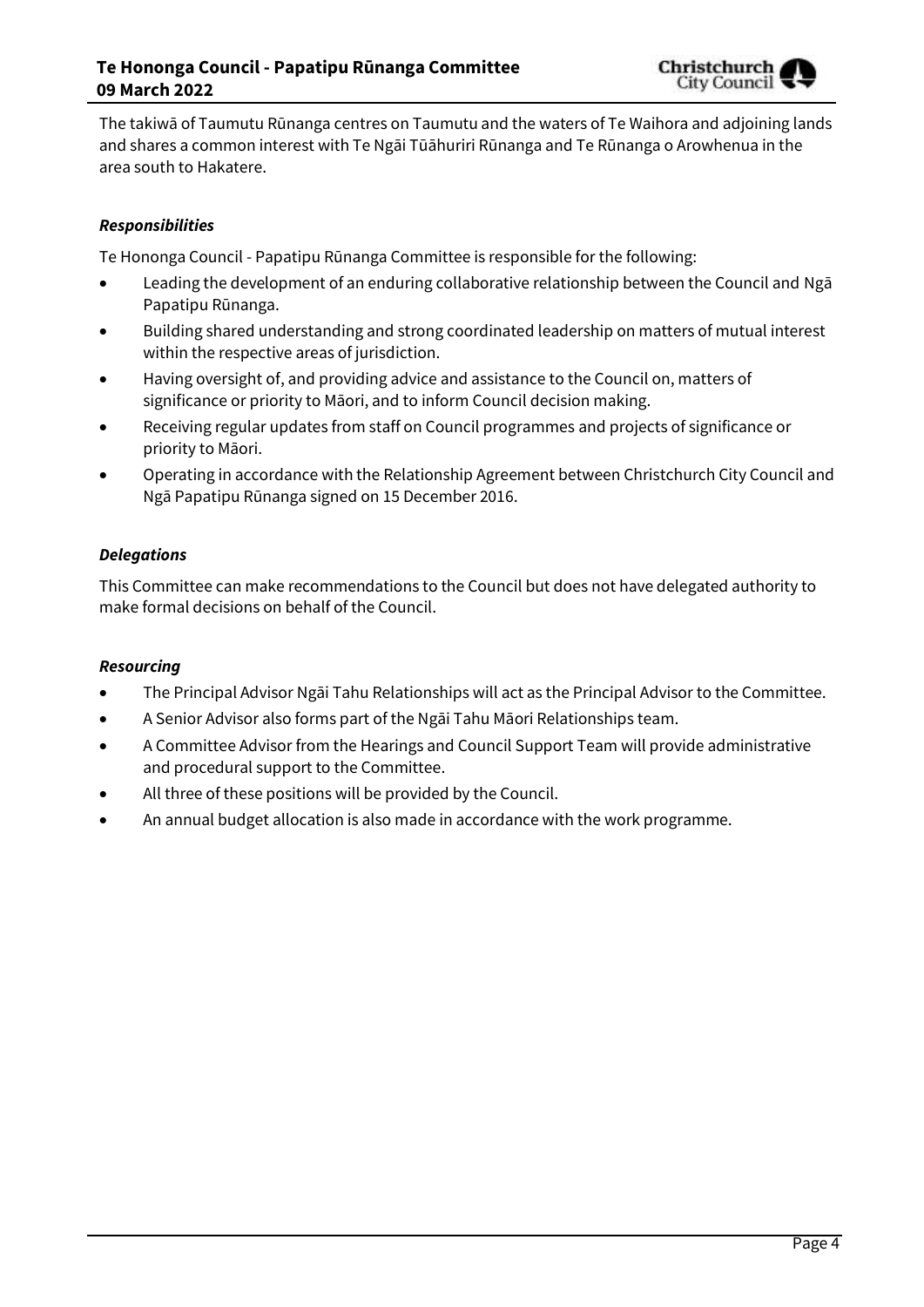The takiwā of Taumutu Rūnanga centres on Taumutu and the waters of Te Waihora and adjoining lands and shares a common interest with Te Ngāi Tūāhuriri Rūnanga and Te Rūnanga o Arowhenua in the area south to Hakatere.

***Responsibilities***

Te Hononga Council - Papatipu Rūnanga Committee is responsible for the following:

- Leading the development of an enduring collaborative relationship between the Council and Ngā Papatipu Rūnanga.
- Building shared understanding and strong coordinated leadership on matters of mutual interest within the respective areas of jurisdiction.
- Having oversight of, and providing advice and assistance to the Council on, matters of significance or priority to Māori, and to inform Council decision making.
- Receiving regular updates from staff on Council programmes and projects of significance or priority to Māori.
- Operating in accordance with the Relationship Agreement between Christchurch City Council and Ngā Papatipu Rūnanga signed on 15 December 2016.

***Delegations***

This Committee can make recommendations to the Council but does not have delegated authority to make formal decisions on behalf of the Council.

***Resourcing***

- The Principal Advisor Ngāi Tahu Relationships will act as the Principal Advisor to the Committee.
- A Senior Advisor also forms part of the Ngāi Tahu Māori Relationships team.
- A Committee Advisor from the Hearings and Council Support Team will provide administrative and procedural support to the Committee.
- All three of these positions will be provided by the Council.
- An annual budget allocation is also made in accordance with the work programme.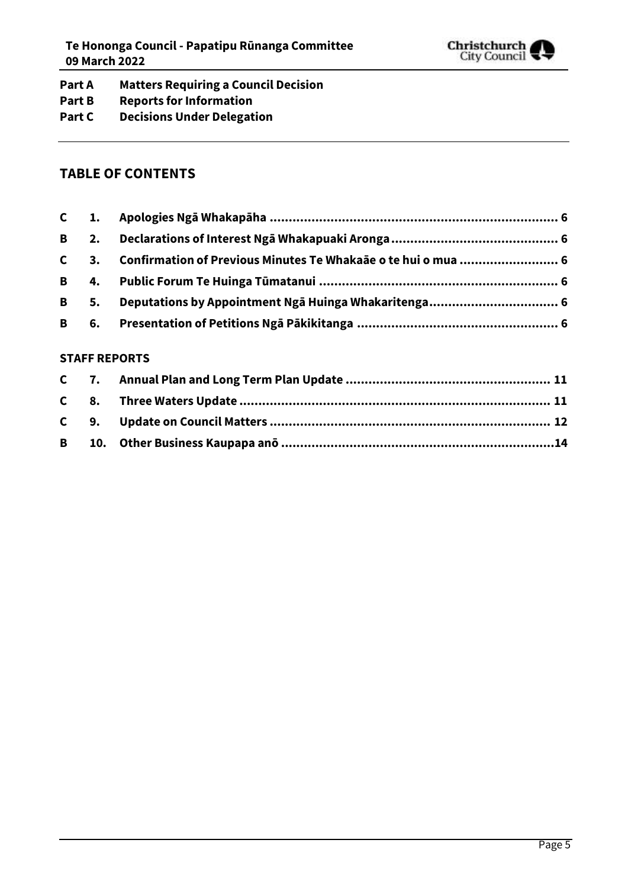**Part A** **Matters Requiring a Council Decision**
**Part B** **Reports for Information**
**Part C** **Decisions Under Delegation**

## TABLE OF CONTENTS

| | | | |
|---|---|---|---|
| **C** | **1.** | **Apologies Ngā Whakapāha** | **6** |
| **B** | **2.** | **Declarations of Interest Ngā Whakapuaki Aronga** | **6** |
| **C** | **3.** | **Confirmation of Previous Minutes Te Whakaāe o te hui o mua** | **6** |
| **B** | **4.** | **Public Forum Te Huinga Tūmatanui** | **6** |
| **B** | **5.** | **Deputations by Appointment Ngā Huinga Whakaritenga** | **6** |
| **B** | **6.** | **Presentation of Petitions Ngā Pākikitanga** | **6** |

### STAFF REPORTS

| | | | |
|---|---|---|---|
| **C** | **7.** | **Annual Plan and Long Term Plan Update** | **11** |
| **C** | **8.** | **Three Waters Update** | **11** |
| **C** | **9.** | **Update on Council Matters** | **12** |
| **B** | **10.** | **Other Business Kaupapa anō** | **14** |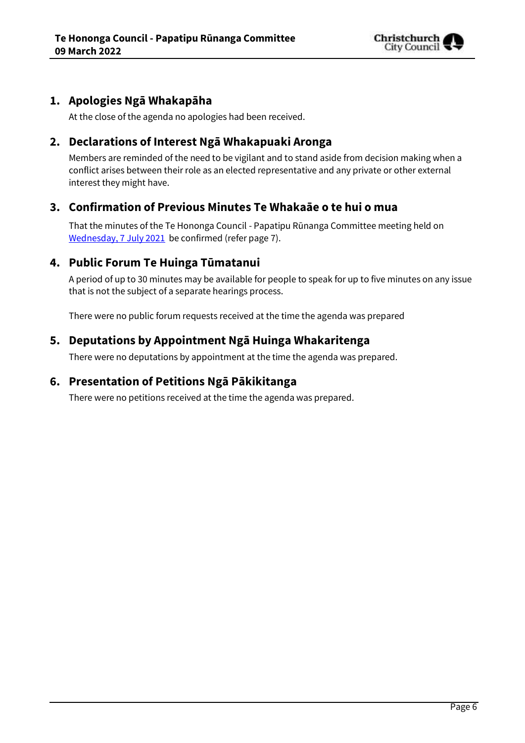## 1. Apologies Ngā Whakapāha

At the close of the agenda no apologies had been received.

## 2. Declarations of Interest Ngā Whakapuaki Aronga

Members are reminded of the need to be vigilant and to stand aside from decision making when a conflict arises between their role as an elected representative and any private or other external interest they might have.

## 3. Confirmation of Previous Minutes Te Whakaāe o te hui o mua

That the minutes of the Te Hononga Council - Papatipu Rūnanga Committee meeting held on Wednesday, 7 July 2021 be confirmed (refer page 7).

## 4. Public Forum Te Huinga Tūmatanui

A period of up to 30 minutes may be available for people to speak for up to five minutes on any issue that is not the subject of a separate hearings process.

There were no public forum requests received at the time the agenda was prepared

## 5. Deputations by Appointment Ngā Huinga Whakaritenga

There were no deputations by appointment at the time the agenda was prepared.

## 6. Presentation of Petitions Ngā Pākikitanga

There were no petitions received at the time the agenda was prepared.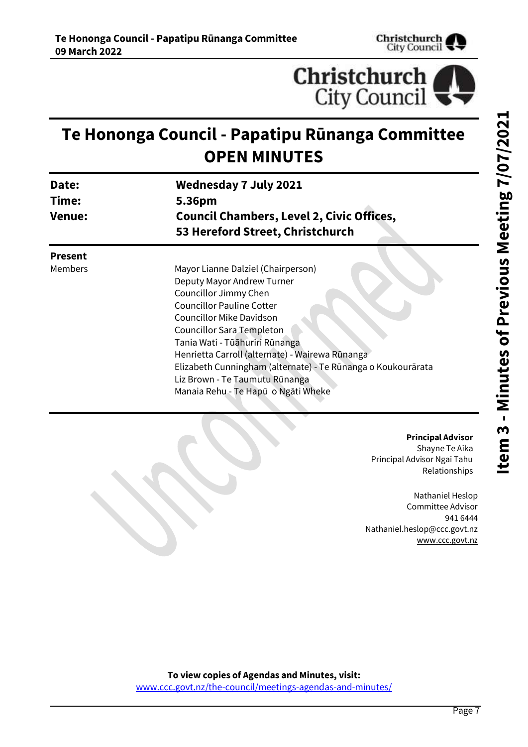# Te Hononga Council - Papatipu Rūnanga Committee
# OPEN MINUTES

| | |
|---|---|
| **Date:** | **Wednesday 7 July 2021** |
| **Time:** | **5.36pm** |
| **Venue:** | **Council Chambers, Level 2, Civic Offices, 53 Hereford Street, Christchurch** |

**Present**

Members

Mayor Lianne Dalziel (Chairperson)
Deputy Mayor Andrew Turner
Councillor Jimmy Chen
Councillor Pauline Cotter
Councillor Mike Davidson
Councillor Sara Templeton
Tania Wati - Tūāhuriri Rūnanga
Henrietta Carroll (alternate) - Wairewa Rūnanga
Elizabeth Cunningham (alternate) - Te Rūnanga o Koukourārata
Liz Brown - Te Taumutu Rūnanga
Manaia Rehu - Te Hapū o Ngāti Wheke

**Principal Advisor**
Shayne Te Aika
Principal Advisor Ngai Tahu Relationships

Nathaniel Heslop
Committee Advisor
941 6444
Nathaniel.heslop@ccc.govt.nz
www.ccc.govt.nz

**To view copies of Agendas and Minutes, visit:**
www.ccc.govt.nz/the-council/meetings-agendas-and-minutes/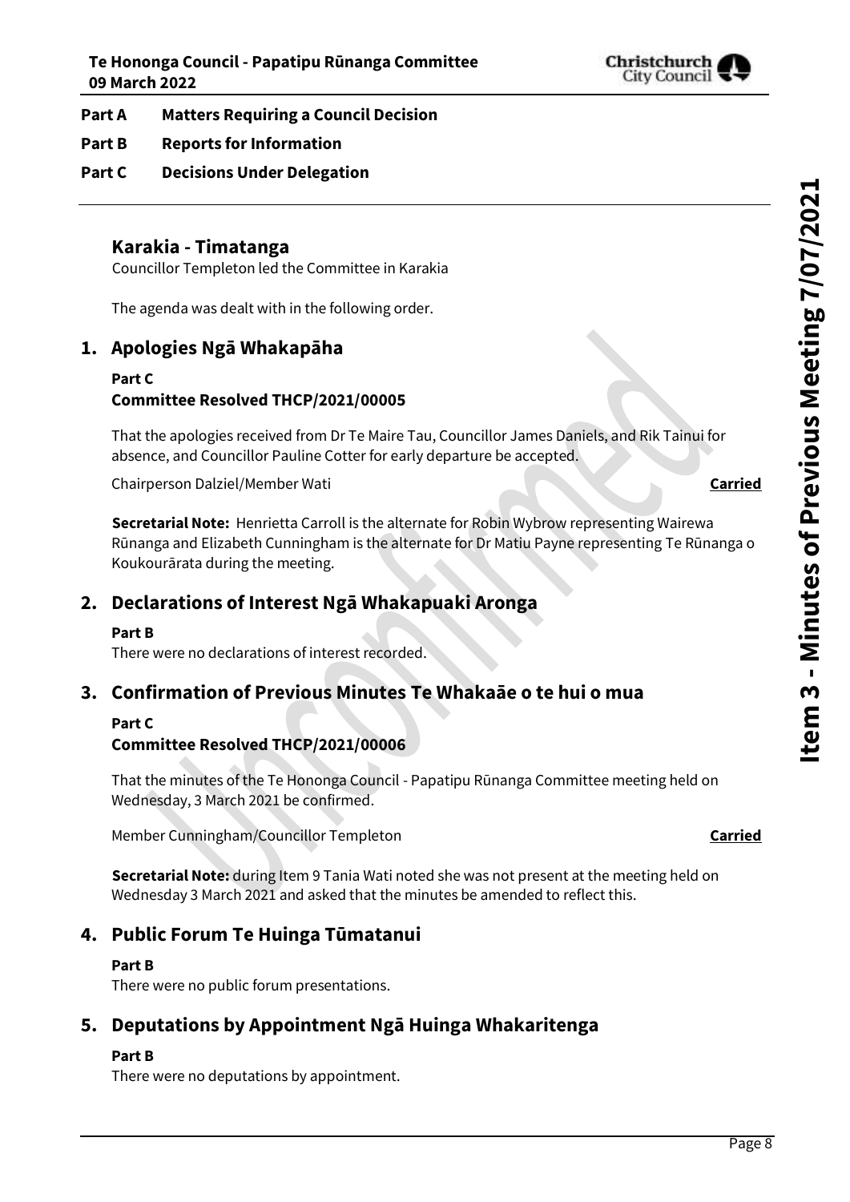**Part A Matters Requiring a Council Decision**

**Part B Reports for Information**

**Part C Decisions Under Delegation**

## Karakia - Timatanga

Councillor Templeton led the Committee in Karakia

The agenda was dealt with in the following order.

## 1. Apologies Ngā Whakapāha

**Part C**

**Committee Resolved THCP/2021/00005**

That the apologies received from Dr Te Maire Tau, Councillor James Daniels, and Rik Tainui for absence, and Councillor Pauline Cotter for early departure be accepted.

Chairperson Dalziel/Member Wati **Carried**

**Secretarial Note:** Henrietta Carroll is the alternate for Robin Wybrow representing Wairewa Rūnanga and Elizabeth Cunningham is the alternate for Dr Matiu Payne representing Te Rūnanga o Koukourārata during the meeting.

## 2. Declarations of Interest Ngā Whakapuaki Aronga

**Part B**

There were no declarations of interest recorded.

## 3. Confirmation of Previous Minutes Te Whakaāe o te hui o mua

**Part C**

**Committee Resolved THCP/2021/00006**

That the minutes of the Te Hononga Council - Papatipu Rūnanga Committee meeting held on Wednesday, 3 March 2021 be confirmed.

Member Cunningham/Councillor Templeton **Carried**

**Secretarial Note:** during Item 9 Tania Wati noted she was not present at the meeting held on Wednesday 3 March 2021 and asked that the minutes be amended to reflect this.

## 4. Public Forum Te Huinga Tūmatanui

**Part B**

There were no public forum presentations.

## 5. Deputations by Appointment Ngā Huinga Whakaritenga

**Part B**

There were no deputations by appointment.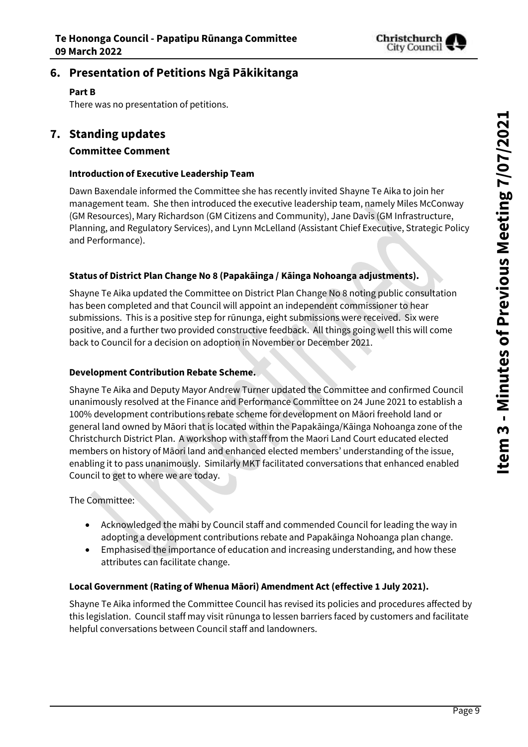## 6. Presentation of Petitions Ngā Pākikitanga

**Part B**

There was no presentation of petitions.

## 7. Standing updates

### Committee Comment

#### Introduction of Executive Leadership Team

Dawn Baxendale informed the Committee she has recently invited Shayne Te Aika to join her management team. She then introduced the executive leadership team, namely Miles McConway (GM Resources), Mary Richardson (GM Citizens and Community), Jane Davis (GM Infrastructure, Planning, and Regulatory Services), and Lynn McLelland (Assistant Chief Executive, Strategic Policy and Performance).

#### Status of District Plan Change No 8 (Papakāinga / Kāinga Nohoanga adjustments).

Shayne Te Aika updated the Committee on District Plan Change No 8 noting public consultation has been completed and that Council will appoint an independent commissioner to hear submissions. This is a positive step for rūnunga, eight submissions were received. Six were positive, and a further two provided constructive feedback. All things going well this will come back to Council for a decision on adoption in November or December 2021.

#### Development Contribution Rebate Scheme.

Shayne Te Aika and Deputy Mayor Andrew Turner updated the Committee and confirmed Council unanimously resolved at the Finance and Performance Committee on 24 June 2021 to establish a 100% development contributions rebate scheme for development on Māori freehold land or general land owned by Māori that is located within the Papakāinga/Kāinga Nohoanga zone of the Christchurch District Plan. A workshop with staff from the Maori Land Court educated elected members on history of Māori land and enhanced elected members' understanding of the issue, enabling it to pass unanimously. Similarly MKT facilitated conversations that enhanced enabled Council to get to where we are today.

The Committee:

- Acknowledged the mahi by Council staff and commended Council for leading the way in adopting a development contributions rebate and Papakāinga Nohoanga plan change.
- Emphasised the importance of education and increasing understanding, and how these attributes can facilitate change.

#### Local Government (Rating of Whenua Māori) Amendment Act (effective 1 July 2021).

Shayne Te Aika informed the Committee Council has revised its policies and procedures affected by this legislation. Council staff may visit rūnunga to lessen barriers faced by customers and facilitate helpful conversations between Council staff and landowners.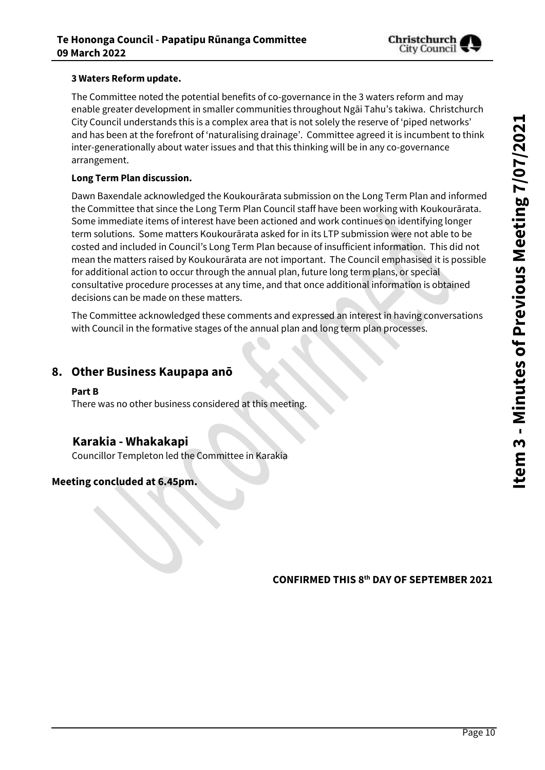**3 Waters Reform update.**

The Committee noted the potential benefits of co-governance in the 3 waters reform and may enable greater development in smaller communities throughout Ngāi Tahu's takiwa. Christchurch City Council understands this is a complex area that is not solely the reserve of 'piped networks' and has been at the forefront of 'naturalising drainage'. Committee agreed it is incumbent to think inter-generationally about water issues and that this thinking will be in any co-governance arrangement.

**Long Term Plan discussion.**

Dawn Baxendale acknowledged the Koukourārata submission on the Long Term Plan and informed the Committee that since the Long Term Plan Council staff have been working with Koukourārata. Some immediate items of interest have been actioned and work continues on identifying longer term solutions. Some matters Koukourārata asked for in its LTP submission were not able to be costed and included in Council's Long Term Plan because of insufficient information. This did not mean the matters raised by Koukourārata are not important. The Council emphasised it is possible for additional action to occur through the annual plan, future long term plans, or special consultative procedure processes at any time, and that once additional information is obtained decisions can be made on these matters.

The Committee acknowledged these comments and expressed an interest in having conversations with Council in the formative stages of the annual plan and long term plan processes.

## 8. Other Business Kaupapa anō

**Part B**

There was no other business considered at this meeting.

## Karakia - Whakakapi

Councillor Templeton led the Committee in Karakia

**Meeting concluded at 6.45pm.**

**CONFIRMED THIS 8th DAY OF SEPTEMBER 2021**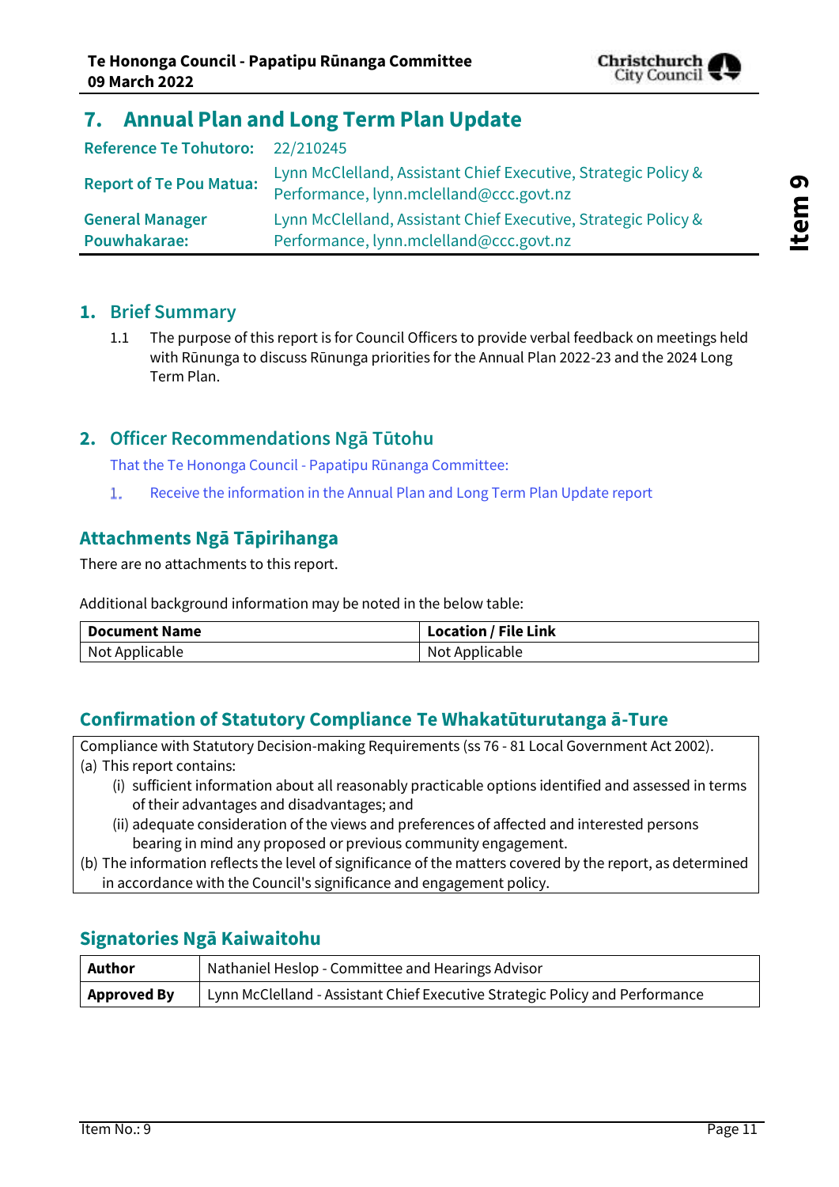## 7. Annual Plan and Long Term Plan Update

| | |
|---|---|
| **Reference Te Tohutoro:** | 22/210245 |
| **Report of Te Pou Matua:** | Lynn McClelland, Assistant Chief Executive, Strategic Policy & Performance, lynn.mclelland@ccc.govt.nz |
| **General Manager Pouwhakarae:** | Lynn McClelland, Assistant Chief Executive, Strategic Policy & Performance, lynn.mclelland@ccc.govt.nz |

### 1. Brief Summary

1.1 The purpose of this report is for Council Officers to provide verbal feedback on meetings held with Rūnunga to discuss Rūnunga priorities for the Annual Plan 2022-23 and the 2024 Long Term Plan.

### 2. Officer Recommendations Ngā Tūtohu

That the Te Hononga Council - Papatipu Rūnanga Committee:

1. Receive the information in the Annual Plan and Long Term Plan Update report

### Attachments Ngā Tāpirihanga

There are no attachments to this report.

Additional background information may be noted in the below table:

| Document Name | Location / File Link |
|---|---|
| Not Applicable | Not Applicable |

### Confirmation of Statutory Compliance Te Whakatūturutanga ā-Ture

Compliance with Statutory Decision-making Requirements (ss 76 - 81 Local Government Act 2002).

(a) This report contains:

(i) sufficient information about all reasonably practicable options identified and assessed in terms of their advantages and disadvantages; and

(ii) adequate consideration of the views and preferences of affected and interested persons bearing in mind any proposed or previous community engagement.

(b) The information reflects the level of significance of the matters covered by the report, as determined in accordance with the Council's significance and engagement policy.

### Signatories Ngā Kaiwaitohu

| | |
|---|---|
| **Author** | Nathaniel Heslop - Committee and Hearings Advisor |
| **Approved By** | Lynn McClelland - Assistant Chief Executive Strategic Policy and Performance |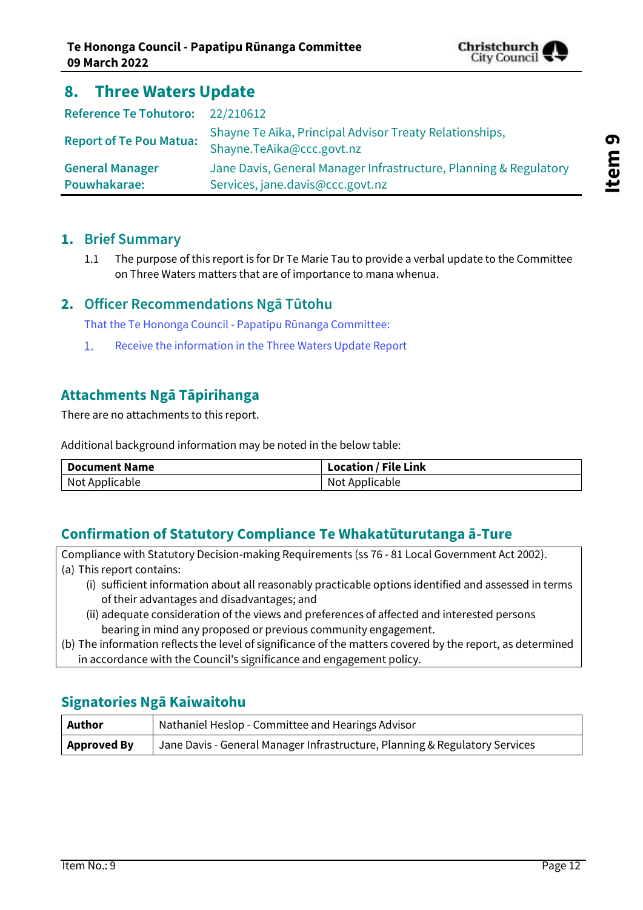# 8. Three Waters Update

| | |
|---|---|
| **Reference Te Tohutoro:** | 22/210612 |
| **Report of Te Pou Matua:** | Shayne Te Aika, Principal Advisor Treaty Relationships, Shayne.TeAika@ccc.govt.nz |
| **General Manager Pouwhakarae:** | Jane Davis, General Manager Infrastructure, Planning & Regulatory Services, jane.davis@ccc.govt.nz |

## 1. Brief Summary

1.1 The purpose of this report is for Dr Te Marie Tau to provide a verbal update to the Committee on Three Waters matters that are of importance to mana whenua.

## 2. Officer Recommendations Ngā Tūtohu

That the Te Hononga Council - Papatipu Rūnanga Committee:

1. Receive the information in the Three Waters Update Report

## Attachments Ngā Tāpirihanga

There are no attachments to this report.

Additional background information may be noted in the below table:

| Document Name | Location / File Link |
|---|---|
| Not Applicable | Not Applicable |

## Confirmation of Statutory Compliance Te Whakatūturutanga ā-Ture

Compliance with Statutory Decision-making Requirements (ss 76 - 81 Local Government Act 2002).

(a) This report contains:

- (i) sufficient information about all reasonably practicable options identified and assessed in terms of their advantages and disadvantages; and
- (ii) adequate consideration of the views and preferences of affected and interested persons bearing in mind any proposed or previous community engagement.

(b) The information reflects the level of significance of the matters covered by the report, as determined in accordance with the Council's significance and engagement policy.

## Signatories Ngā Kaiwaitohu

| | |
|---|---|
| **Author** | Nathaniel Heslop - Committee and Hearings Advisor |
| **Approved By** | Jane Davis - General Manager Infrastructure, Planning & Regulatory Services |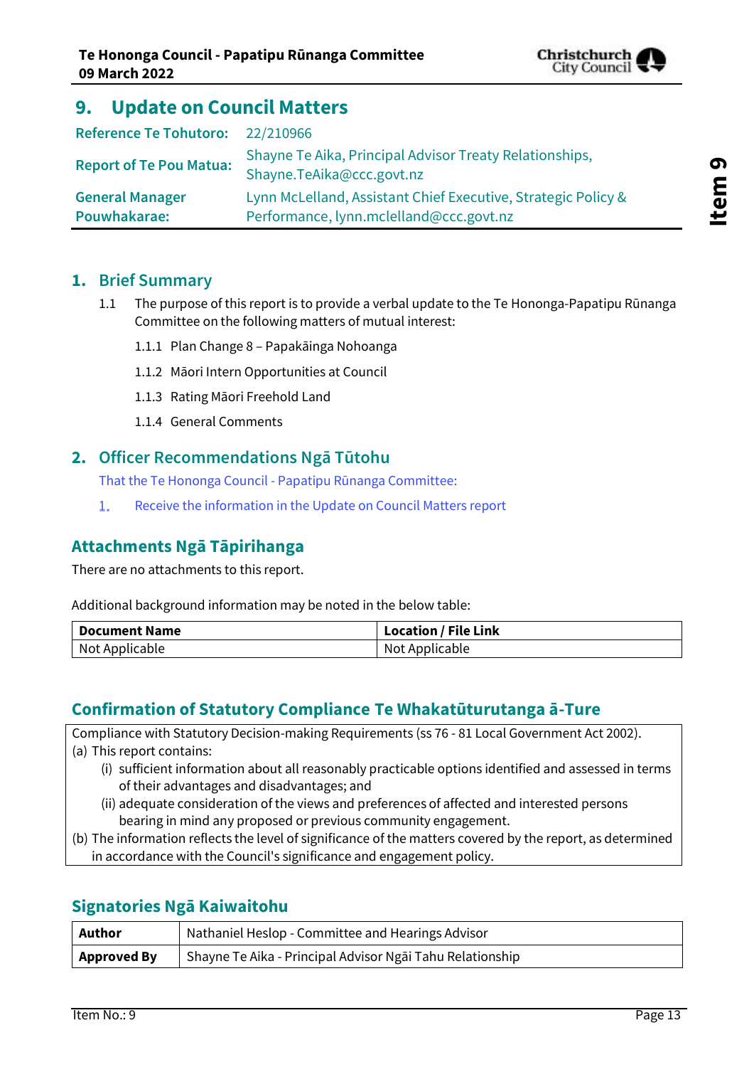# 9. Update on Council Matters

| | |
|---|---|
| **Reference Te Tohutoro:** | 22/210966 |
| **Report of Te Pou Matua:** | Shayne Te Aika, Principal Advisor Treaty Relationships, Shayne.TeAika@ccc.govt.nz |
| **General Manager Pouwhakarae:** | Lynn McLelland, Assistant Chief Executive, Strategic Policy & Performance, lynn.mclelland@ccc.govt.nz |

## 1. Brief Summary

1.1 The purpose of this report is to provide a verbal update to the Te Hononga-Papatipu Rūnanga Committee on the following matters of mutual interest:

1.1.1 Plan Change 8 – Papakāinga Nohoanga

1.1.2 Māori Intern Opportunities at Council

1.1.3 Rating Māori Freehold Land

1.1.4 General Comments

## 2. Officer Recommendations Ngā Tūtohu

That the Te Hononga Council - Papatipu Rūnanga Committee:

1. Receive the information in the Update on Council Matters report

## Attachments Ngā Tāpirihanga

There are no attachments to this report.

Additional background information may be noted in the below table:

| Document Name | Location / File Link |
|---|---|
| Not Applicable | Not Applicable |

## Confirmation of Statutory Compliance Te Whakatūturutanga ā-Ture

Compliance with Statutory Decision-making Requirements (ss 76 - 81 Local Government Act 2002).

(a) This report contains:

(i) sufficient information about all reasonably practicable options identified and assessed in terms of their advantages and disadvantages; and

(ii) adequate consideration of the views and preferences of affected and interested persons bearing in mind any proposed or previous community engagement.

(b) The information reflects the level of significance of the matters covered by the report, as determined in accordance with the Council's significance and engagement policy.

## Signatories Ngā Kaiwaitohu

| | |
|---|---|
| **Author** | Nathaniel Heslop - Committee and Hearings Advisor |
| **Approved By** | Shayne Te Aika - Principal Advisor Ngāi Tahu Relationship |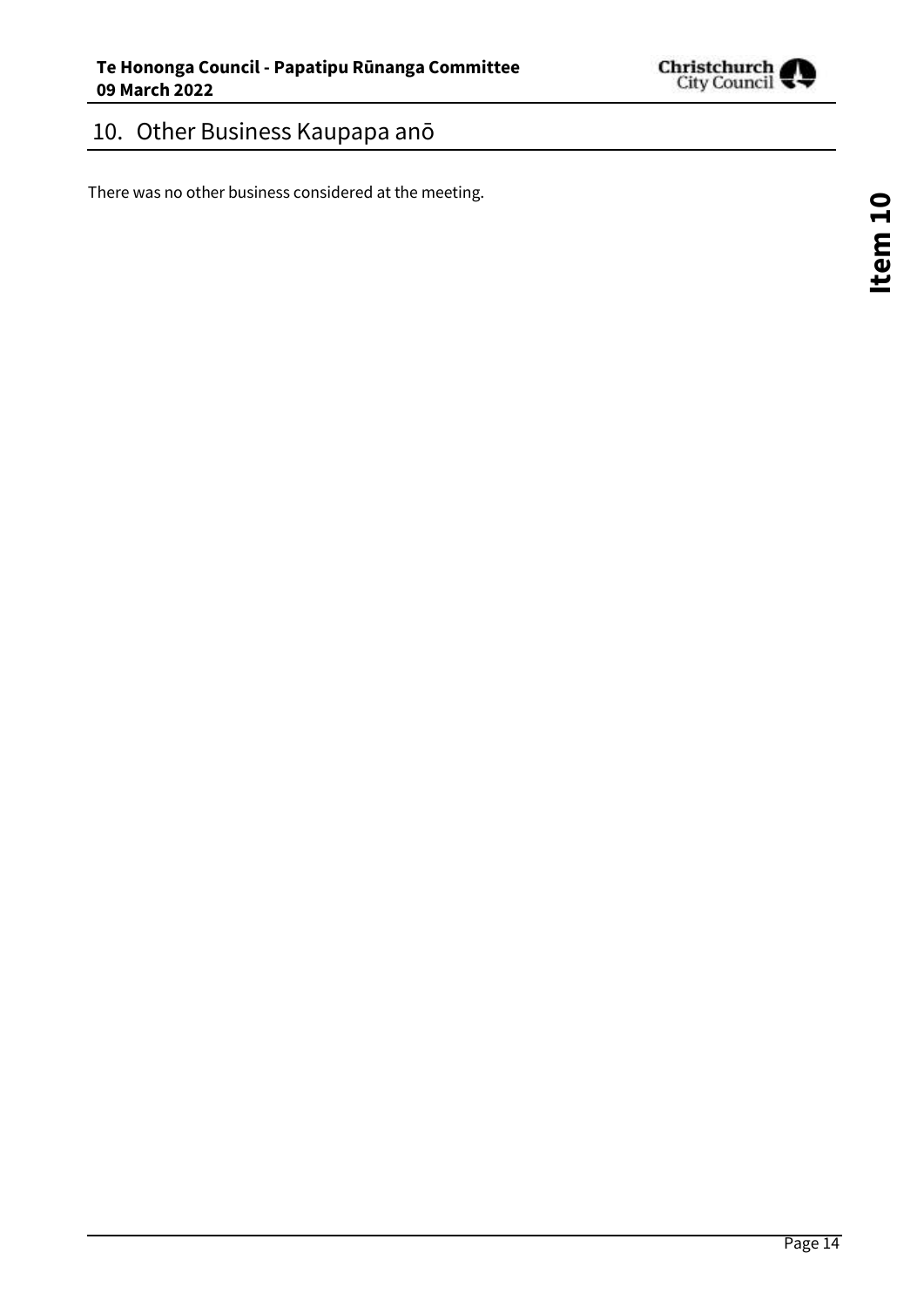## 10. Other Business Kaupapa anō

There was no other business considered at the meeting.